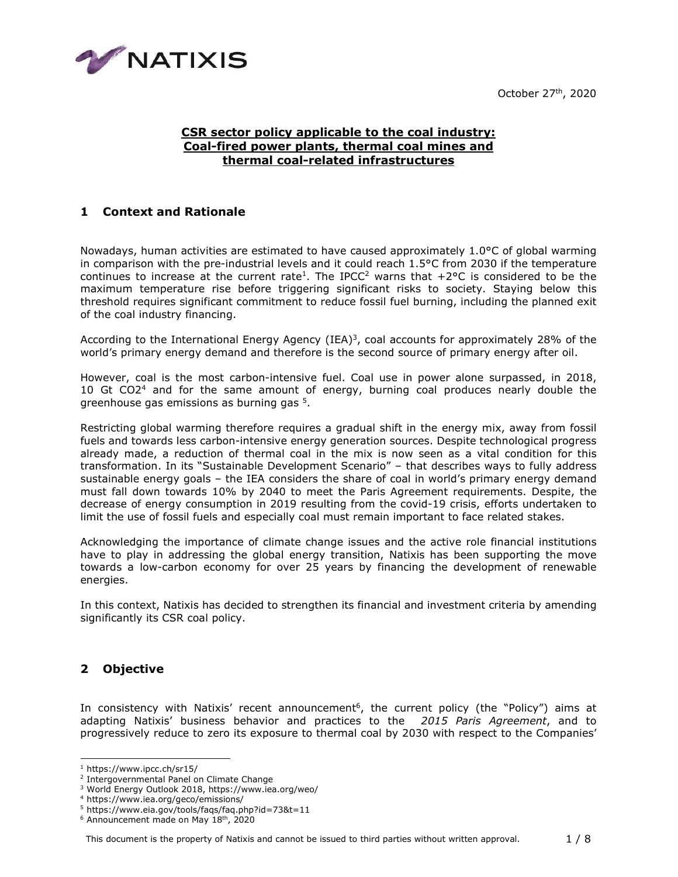October 27th, 2020

**CSR sector policy applicable to the coal industry: Coal-fired power plants, thermal coal mines and thermal coal-related infrastructures**

## 1 Context and Rationale

Nowadays, human activities are estimated to have caused approximately 1.0°C of global warming in comparison with the pre-industrial levels and it could reach 1.5°C from 2030 if the temperature continues to increase at the current rate[1]. The IPCC[2] warns that +2°C is considered to be the maximum temperature rise before triggering significant risks to society. Staying below this threshold requires significant commitment to reduce fossil fuel burning, including the planned exit of the coal industry financing.

According to the International Energy Agency (IEA)[3], coal accounts for approximately 28% of the world's primary energy demand and therefore is the second source of primary energy after oil.

However, coal is the most carbon-intensive fuel. Coal use in power alone surpassed, in 2018, 10 Gt $CO_2$[4] and for the same amount of energy, burning coal produces nearly double the greenhouse gas emissions as burning gas [5].

Restricting global warming therefore requires a gradual shift in the energy mix, away from fossil fuels and towards less carbon-intensive energy generation sources. Despite technological progress already made, a reduction of thermal coal in the mix is now seen as a vital condition for this transformation. In its "Sustainable Development Scenario" – that describes ways to fully address sustainable energy goals – the IEA considers the share of coal in world's primary energy demand must fall down towards 10% by 2040 to meet the Paris Agreement requirements. Despite, the decrease of energy consumption in 2019 resulting from the covid-19 crisis, efforts undertaken to limit the use of fossil fuels and especially coal must remain important to face related stakes.

Acknowledging the importance of climate change issues and the active role financial institutions have to play in addressing the global energy transition, Natixis has been supporting the move towards a low-carbon economy for over 25 years by financing the development of renewable energies.

In this context, Natixis has decided to strengthen its financial and investment criteria by amending significantly its CSR coal policy.

## 2 Objective

In consistency with Natixis' recent announcement[6], the current policy (the "Policy") aims at adapting Natixis' business behavior and practices to the *2015 Paris Agreement*, and to progressively reduce to zero its exposure to thermal coal by 2030 with respect to the Companies'

---

[1] https://www.ipcc.ch/sr15/
[2] Intergovernmental Panel on Climate Change
[3] World Energy Outlook 2018, https://www.iea.org/weo/
[4] https://www.iea.org/geco/emissions/
[5] https://www.eia.gov/tools/faqs/faq.php?id=73&t=11
[6] Announcement made on May 18th, 2020

This document is the property of Natixis and cannot be issued to third parties without written approval.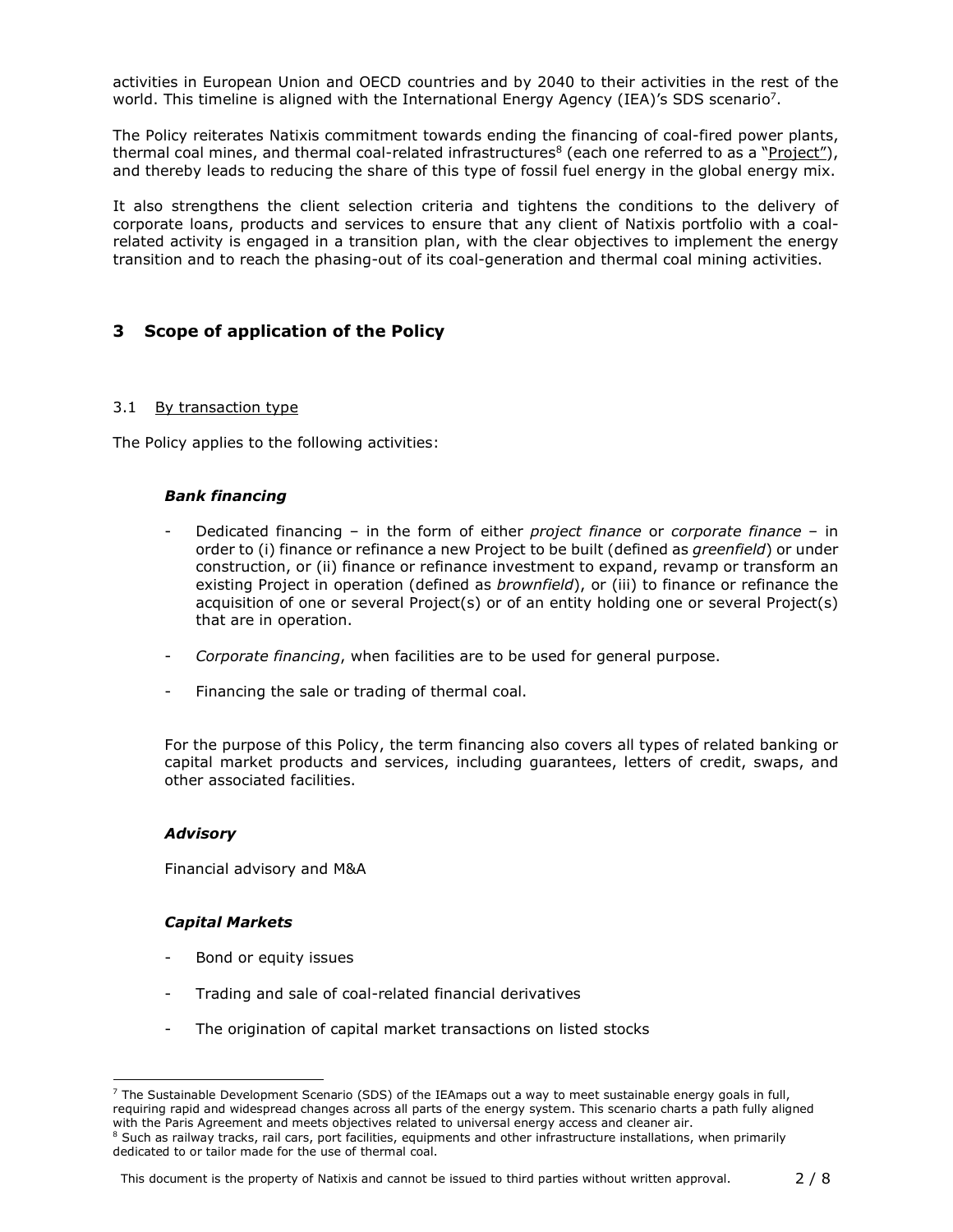activities in European Union and OECD countries and by 2040 to their activities in the rest of the world. This timeline is aligned with the International Energy Agency (IEA)'s SDS scenario[7].

The Policy reiterates Natixis commitment towards ending the financing of coal-fired power plants, thermal coal mines, and thermal coal-related infrastructures[8] (each one referred to as a "Project"), and thereby leads to reducing the share of this type of fossil fuel energy in the global energy mix.

It also strengthens the client selection criteria and tightens the conditions to the delivery of corporate loans, products and services to ensure that any client of Natixis portfolio with a coal-related activity is engaged in a transition plan, with the clear objectives to implement the energy transition and to reach the phasing-out of its coal-generation and thermal coal mining activities.

## 3 Scope of application of the Policy

### 3.1 By transaction type

The Policy applies to the following activities:

***Bank financing***

- Dedicated financing – in the form of either *project finance* or *corporate finance* – in order to (i) finance or refinance a new Project to be built (defined as *greenfield*) or under construction, or (ii) finance or refinance investment to expand, revamp or transform an existing Project in operation (defined as *brownfield*), or (iii) to finance or refinance the acquisition of one or several Project(s) or of an entity holding one or several Project(s) that are in operation.
- *Corporate financing*, when facilities are to be used for general purpose.
- Financing the sale or trading of thermal coal.

For the purpose of this Policy, the term financing also covers all types of related banking or capital market products and services, including guarantees, letters of credit, swaps, and other associated facilities.

***Advisory***

Financial advisory and M&A

***Capital Markets***

- Bond or equity issues
- Trading and sale of coal-related financial derivatives
- The origination of capital market transactions on listed stocks

---

[7] The Sustainable Development Scenario (SDS) of the IEAmaps out a way to meet sustainable energy goals in full, requiring rapid and widespread changes across all parts of the energy system. This scenario charts a path fully aligned with the Paris Agreement and meets objectives related to universal energy access and cleaner air.

[8] Such as railway tracks, rail cars, port facilities, equipments and other infrastructure installations, when primarily dedicated to or tailor made for the use of thermal coal.

This document is the property of Natixis and cannot be issued to third parties without written approval.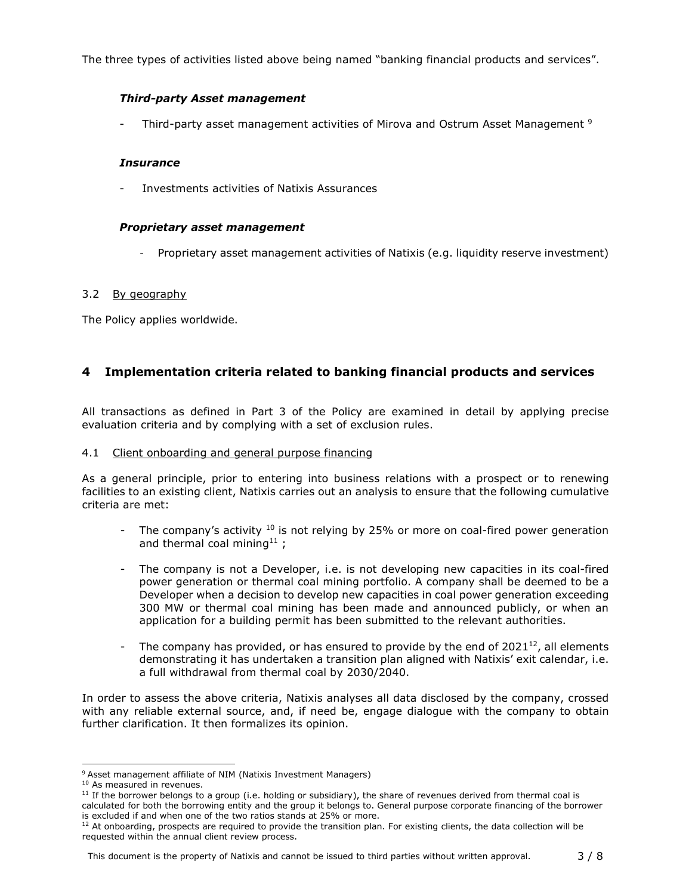The three types of activities listed above being named "banking financial products and services".

*Third-party Asset management*

- Third-party asset management activities of Mirova and Ostrum Asset Management [9]

*Insurance*

- Investments activities of Natixis Assurances

*Proprietary asset management*

- Proprietary asset management activities of Natixis (e.g. liquidity reserve investment)

### 3.2 By geography

The Policy applies worldwide.

## 4 Implementation criteria related to banking financial products and services

All transactions as defined in Part 3 of the Policy are examined in detail by applying precise evaluation criteria and by complying with a set of exclusion rules.

### 4.1 Client onboarding and general purpose financing

As a general principle, prior to entering into business relations with a prospect or to renewing facilities to an existing client, Natixis carries out an analysis to ensure that the following cumulative criteria are met:

- The company's activity [10] is not relying by 25% or more on coal-fired power generation and thermal coal mining[11] ;
- The company is not a Developer, i.e. is not developing new capacities in its coal-fired power generation or thermal coal mining portfolio. A company shall be deemed to be a Developer when a decision to develop new capacities in coal power generation exceeding 300 MW or thermal coal mining has been made and announced publicly, or when an application for a building permit has been submitted to the relevant authorities.
- The company has provided, or has ensured to provide by the end of 2021[12], all elements demonstrating it has undertaken a transition plan aligned with Natixis' exit calendar, i.e. a full withdrawal from thermal coal by 2030/2040.

In order to assess the above criteria, Natixis analyses all data disclosed by the company, crossed with any reliable external source, and, if need be, engage dialogue with the company to obtain further clarification. It then formalizes its opinion.

---

[9] Asset management affiliate of NIM (Natixis Investment Managers)

[10] As measured in revenues.

[11] If the borrower belongs to a group (i.e. holding or subsidiary), the share of revenues derived from thermal coal is calculated for both the borrowing entity and the group it belongs to. General purpose corporate financing of the borrower is excluded if and when one of the two ratios stands at 25% or more.

[12] At onboarding, prospects are required to provide the transition plan. For existing clients, the data collection will be requested within the annual client review process.

This document is the property of Natixis and cannot be issued to third parties without written approval.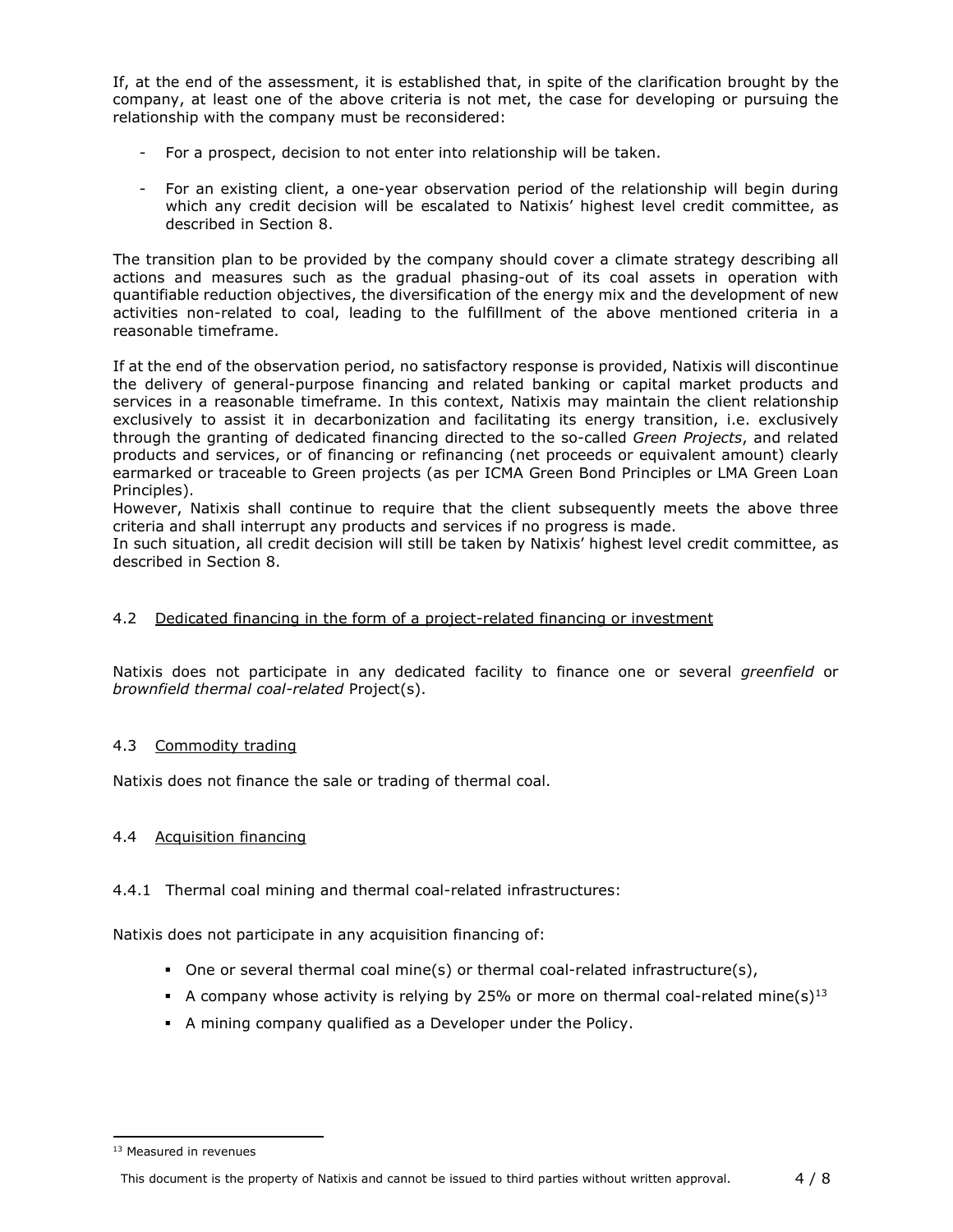If, at the end of the assessment, it is established that, in spite of the clarification brought by the company, at least one of the above criteria is not met, the case for developing or pursuing the relationship with the company must be reconsidered:

- For a prospect, decision to not enter into relationship will be taken.

- For an existing client, a one-year observation period of the relationship will begin during which any credit decision will be escalated to Natixis' highest level credit committee, as described in Section 8.

The transition plan to be provided by the company should cover a climate strategy describing all actions and measures such as the gradual phasing-out of its coal assets in operation with quantifiable reduction objectives, the diversification of the energy mix and the development of new activities non-related to coal, leading to the fulfillment of the above mentioned criteria in a reasonable timeframe.

If at the end of the observation period, no satisfactory response is provided, Natixis will discontinue the delivery of general-purpose financing and related banking or capital market products and services in a reasonable timeframe. In this context, Natixis may maintain the client relationship exclusively to assist it in decarbonization and facilitating its energy transition, i.e. exclusively through the granting of dedicated financing directed to the so-called *Green Projects*, and related products and services, or of financing or refinancing (net proceeds or equivalent amount) clearly earmarked or traceable to Green projects (as per ICMA Green Bond Principles or LMA Green Loan Principles).
However, Natixis shall continue to require that the client subsequently meets the above three criteria and shall interrupt any products and services if no progress is made.
In such situation, all credit decision will still be taken by Natixis' highest level credit committee, as described in Section 8.

### 4.2 Dedicated financing in the form of a project-related financing or investment

Natixis does not participate in any dedicated facility to finance one or several *greenfield* or *brownfield thermal coal-related* Project(s).

### 4.3 Commodity trading

Natixis does not finance the sale or trading of thermal coal.

### 4.4 Acquisition financing

#### 4.4.1 Thermal coal mining and thermal coal-related infrastructures:

Natixis does not participate in any acquisition financing of:

- One or several thermal coal mine(s) or thermal coal-related infrastructure(s),
- A company whose activity is relying by 25% or more on thermal coal-related mine(s)[13]
- A mining company qualified as a Developer under the Policy.

[13] Measured in revenues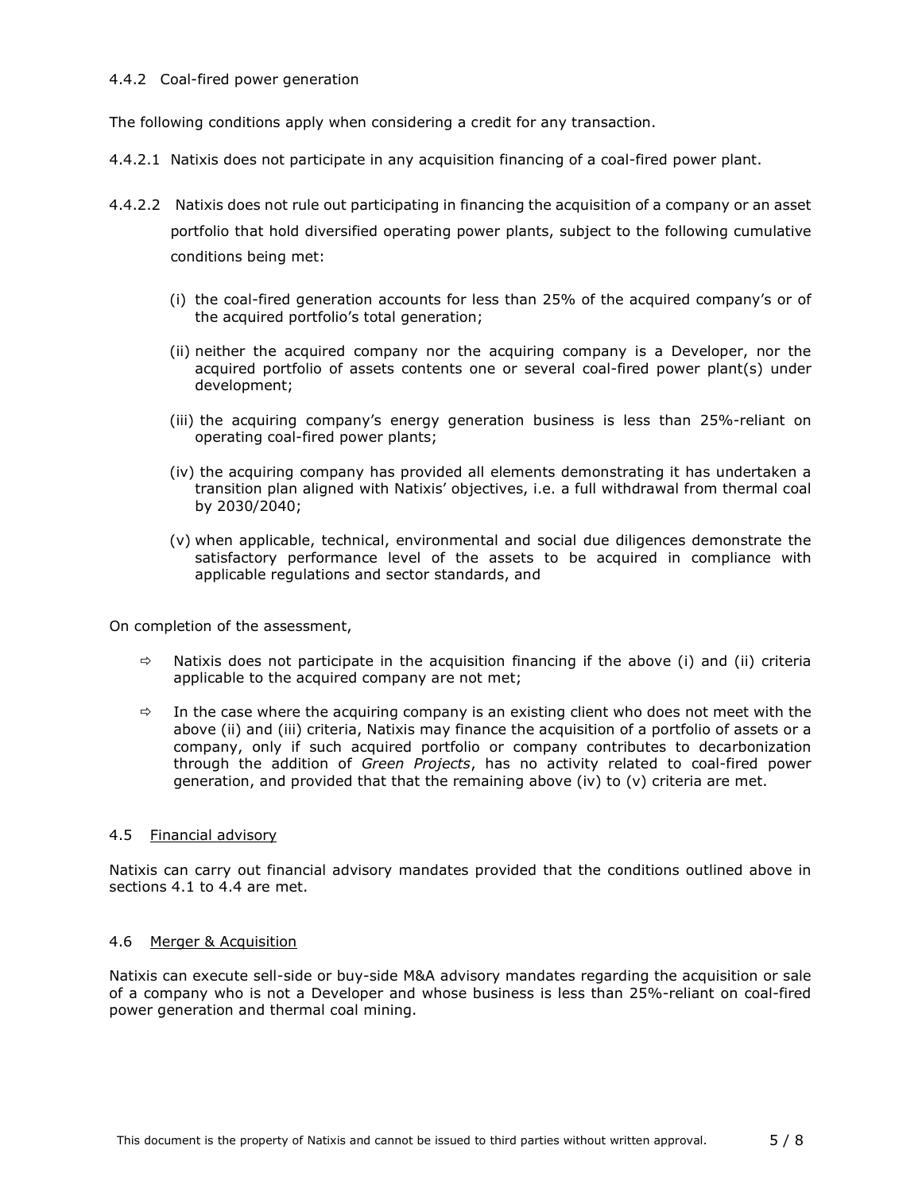#### 4.4.2 Coal-fired power generation

The following conditions apply when considering a credit for any transaction.

4.4.2.1 Natixis does not participate in any acquisition financing of a coal-fired power plant.

4.4.2.2 Natixis does not rule out participating in financing the acquisition of a company or an asset portfolio that hold diversified operating power plants, subject to the following cumulative conditions being met:

(i) the coal-fired generation accounts for less than 25% of the acquired company's or of the acquired portfolio's total generation;

(ii) neither the acquired company nor the acquiring company is a Developer, nor the acquired portfolio of assets contents one or several coal-fired power plant(s) under development;

(iii) the acquiring company's energy generation business is less than 25%-reliant on operating coal-fired power plants;

(iv) the acquiring company has provided all elements demonstrating it has undertaken a transition plan aligned with Natixis' objectives, i.e. a full withdrawal from thermal coal by 2030/2040;

(v) when applicable, technical, environmental and social due diligences demonstrate the satisfactory performance level of the assets to be acquired in compliance with applicable regulations and sector standards, and

On completion of the assessment,

- ⇨ Natixis does not participate in the acquisition financing if the above (i) and (ii) criteria applicable to the acquired company are not met;
- ⇨ In the case where the acquiring company is an existing client who does not meet with the above (ii) and (iii) criteria, Natixis may finance the acquisition of a portfolio of assets or a company, only if such acquired portfolio or company contributes to decarbonization through the addition of *Green Projects*, has no activity related to coal-fired power generation, and provided that that the remaining above (iv) to (v) criteria are met.

### 4.5 Financial advisory

Natixis can carry out financial advisory mandates provided that the conditions outlined above in sections 4.1 to 4.4 are met.

### 4.6 Merger & Acquisition

Natixis can execute sell-side or buy-side M&A advisory mandates regarding the acquisition or sale of a company who is not a Developer and whose business is less than 25%-reliant on coal-fired power generation and thermal coal mining.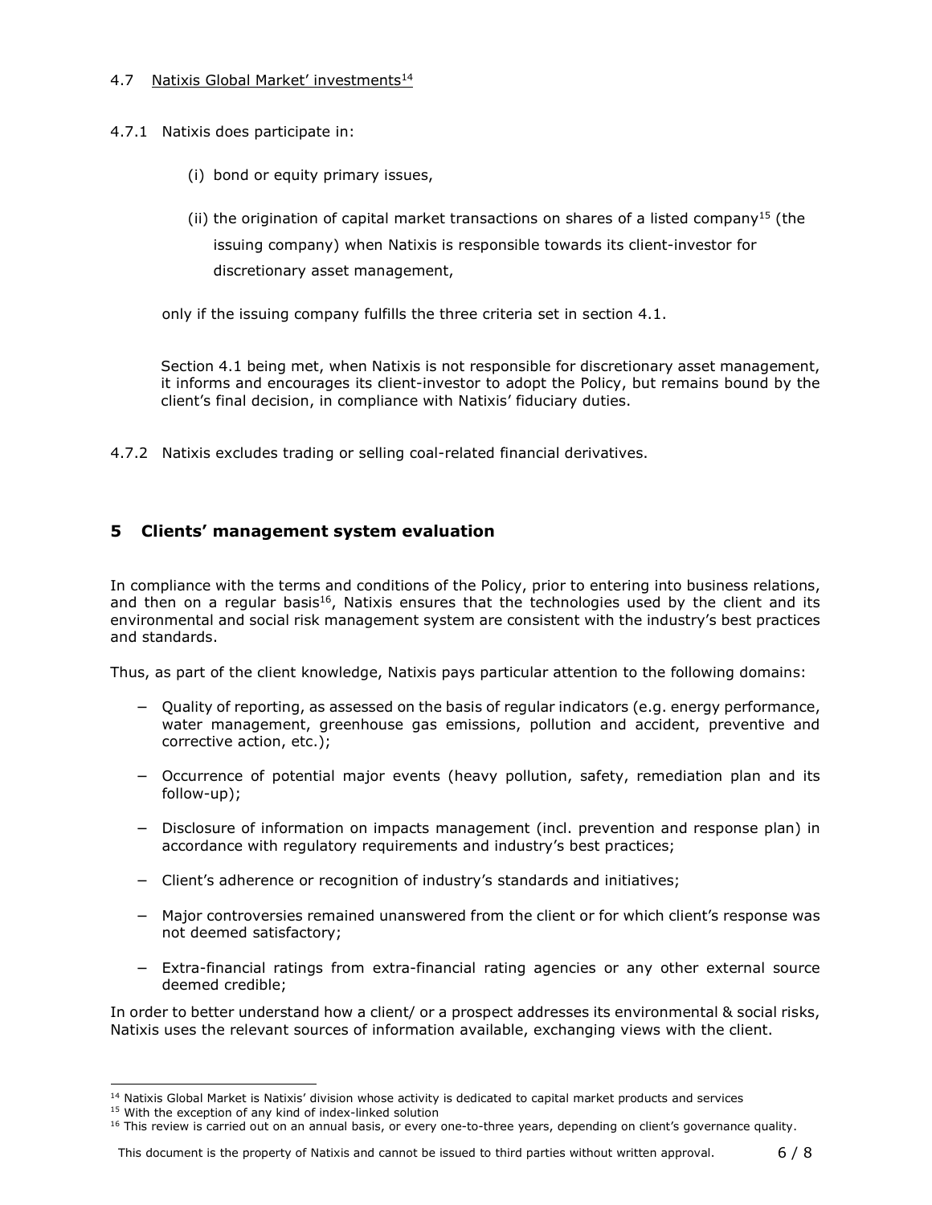### 4.7 Natixis Global Market' investments[14]

4.7.1 Natixis does participate in:

(i) bond or equity primary issues,

(ii) the origination of capital market transactions on shares of a listed company[15] (the issuing company) when Natixis is responsible towards its client-investor for discretionary asset management,

only if the issuing company fulfills the three criteria set in section 4.1.

Section 4.1 being met, when Natixis is not responsible for discretionary asset management, it informs and encourages its client-investor to adopt the Policy, but remains bound by the client's final decision, in compliance with Natixis' fiduciary duties.

4.7.2 Natixis excludes trading or selling coal-related financial derivatives.

## 5 Clients' management system evaluation

In compliance with the terms and conditions of the Policy, prior to entering into business relations, and then on a regular basis[16], Natixis ensures that the technologies used by the client and its environmental and social risk management system are consistent with the industry's best practices and standards.

Thus, as part of the client knowledge, Natixis pays particular attention to the following domains:

- Quality of reporting, as assessed on the basis of regular indicators (e.g. energy performance, water management, greenhouse gas emissions, pollution and accident, preventive and corrective action, etc.);
- Occurrence of potential major events (heavy pollution, safety, remediation plan and its follow-up);
- Disclosure of information on impacts management (incl. prevention and response plan) in accordance with regulatory requirements and industry's best practices;
- Client's adherence or recognition of industry's standards and initiatives;
- Major controversies remained unanswered from the client or for which client's response was not deemed satisfactory;
- Extra-financial ratings from extra-financial rating agencies or any other external source deemed credible;

In order to better understand how a client/ or a prospect addresses its environmental & social risks, Natixis uses the relevant sources of information available, exchanging views with the client.

[14] Natixis Global Market is Natixis' division whose activity is dedicated to capital market products and services

[15] With the exception of any kind of index-linked solution

[16] This review is carried out on an annual basis, or every one-to-three years, depending on client's governance quality.

This document is the property of Natixis and cannot be issued to third parties without written approval.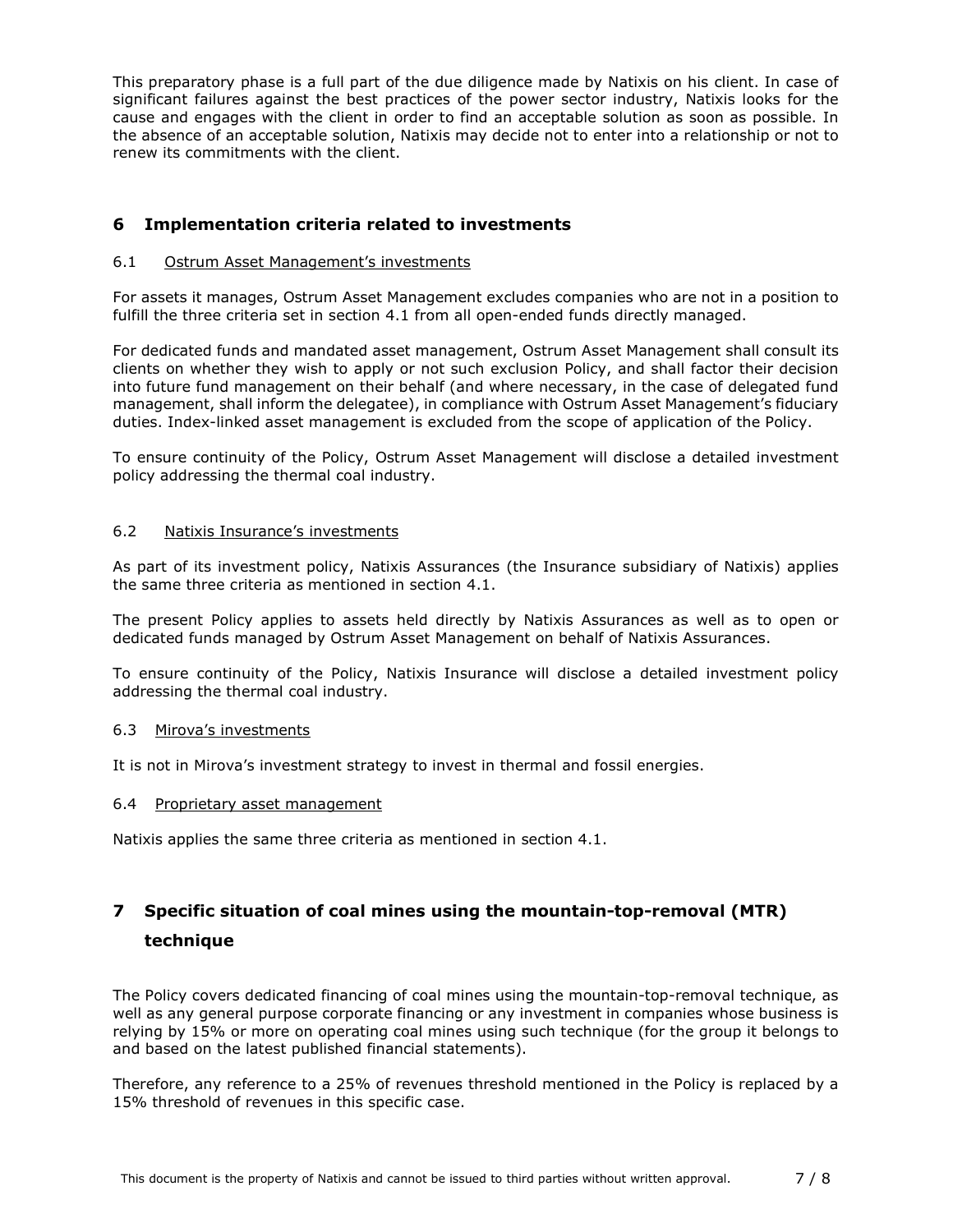This preparatory phase is a full part of the due diligence made by Natixis on his client. In case of significant failures against the best practices of the power sector industry, Natixis looks for the cause and engages with the client in order to find an acceptable solution as soon as possible. In the absence of an acceptable solution, Natixis may decide not to enter into a relationship or not to renew its commitments with the client.

## 6 Implementation criteria related to investments

### 6.1 Ostrum Asset Management's investments

For assets it manages, Ostrum Asset Management excludes companies who are not in a position to fulfill the three criteria set in section 4.1 from all open-ended funds directly managed.

For dedicated funds and mandated asset management, Ostrum Asset Management shall consult its clients on whether they wish to apply or not such exclusion Policy, and shall factor their decision into future fund management on their behalf (and where necessary, in the case of delegated fund management, shall inform the delegatee), in compliance with Ostrum Asset Management's fiduciary duties. Index-linked asset management is excluded from the scope of application of the Policy.

To ensure continuity of the Policy, Ostrum Asset Management will disclose a detailed investment policy addressing the thermal coal industry.

### 6.2 Natixis Insurance's investments

As part of its investment policy, Natixis Assurances (the Insurance subsidiary of Natixis) applies the same three criteria as mentioned in section 4.1.

The present Policy applies to assets held directly by Natixis Assurances as well as to open or dedicated funds managed by Ostrum Asset Management on behalf of Natixis Assurances.

To ensure continuity of the Policy, Natixis Insurance will disclose a detailed investment policy addressing the thermal coal industry.

### 6.3 Mirova's investments

It is not in Mirova's investment strategy to invest in thermal and fossil energies.

### 6.4 Proprietary asset management

Natixis applies the same three criteria as mentioned in section 4.1.

## 7 Specific situation of coal mines using the mountain-top-removal (MTR) technique

The Policy covers dedicated financing of coal mines using the mountain-top-removal technique, as well as any general purpose corporate financing or any investment in companies whose business is relying by 15% or more on operating coal mines using such technique (for the group it belongs to and based on the latest published financial statements).

Therefore, any reference to a 25% of revenues threshold mentioned in the Policy is replaced by a 15% threshold of revenues in this specific case.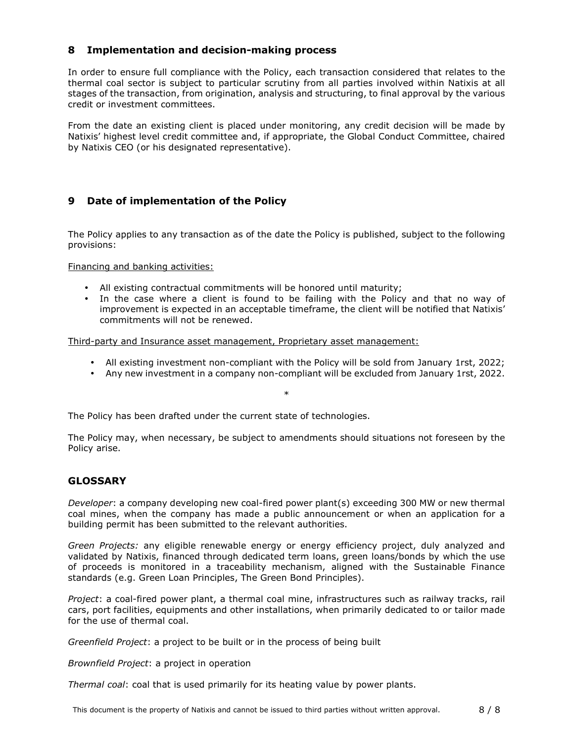## 8 Implementation and decision-making process

In order to ensure full compliance with the Policy, each transaction considered that relates to the thermal coal sector is subject to particular scrutiny from all parties involved within Natixis at all stages of the transaction, from origination, analysis and structuring, to final approval by the various credit or investment committees.

From the date an existing client is placed under monitoring, any credit decision will be made by Natixis' highest level credit committee and, if appropriate, the Global Conduct Committee, chaired by Natixis CEO (or his designated representative).

## 9 Date of implementation of the Policy

The Policy applies to any transaction as of the date the Policy is published, subject to the following provisions:

Financing and banking activities:

- All existing contractual commitments will be honored until maturity;
- In the case where a client is found to be failing with the Policy and that no way of improvement is expected in an acceptable timeframe, the client will be notified that Natixis' commitments will not be renewed.

Third-party and Insurance asset management, Proprietary asset management:

- All existing investment non-compliant with the Policy will be sold from January 1rst, 2022;
- Any new investment in a company non-compliant will be excluded from January 1rst, 2022.

*

The Policy has been drafted under the current state of technologies.

The Policy may, when necessary, be subject to amendments should situations not foreseen by the Policy arise.

## GLOSSARY

*Developer*: a company developing new coal-fired power plant(s) exceeding 300 MW or new thermal coal mines, when the company has made a public announcement or when an application for a building permit has been submitted to the relevant authorities.

*Green Projects:* any eligible renewable energy or energy efficiency project, duly analyzed and validated by Natixis, financed through dedicated term loans, green loans/bonds by which the use of proceeds is monitored in a traceability mechanism, aligned with the Sustainable Finance standards (e.g. Green Loan Principles, The Green Bond Principles).

*Project*: a coal-fired power plant, a thermal coal mine, infrastructures such as railway tracks, rail cars, port facilities, equipments and other installations, when primarily dedicated to or tailor made for the use of thermal coal.

*Greenfield Project*: a project to be built or in the process of being built

*Brownfield Project*: a project in operation

*Thermal coal*: coal that is used primarily for its heating value by power plants.